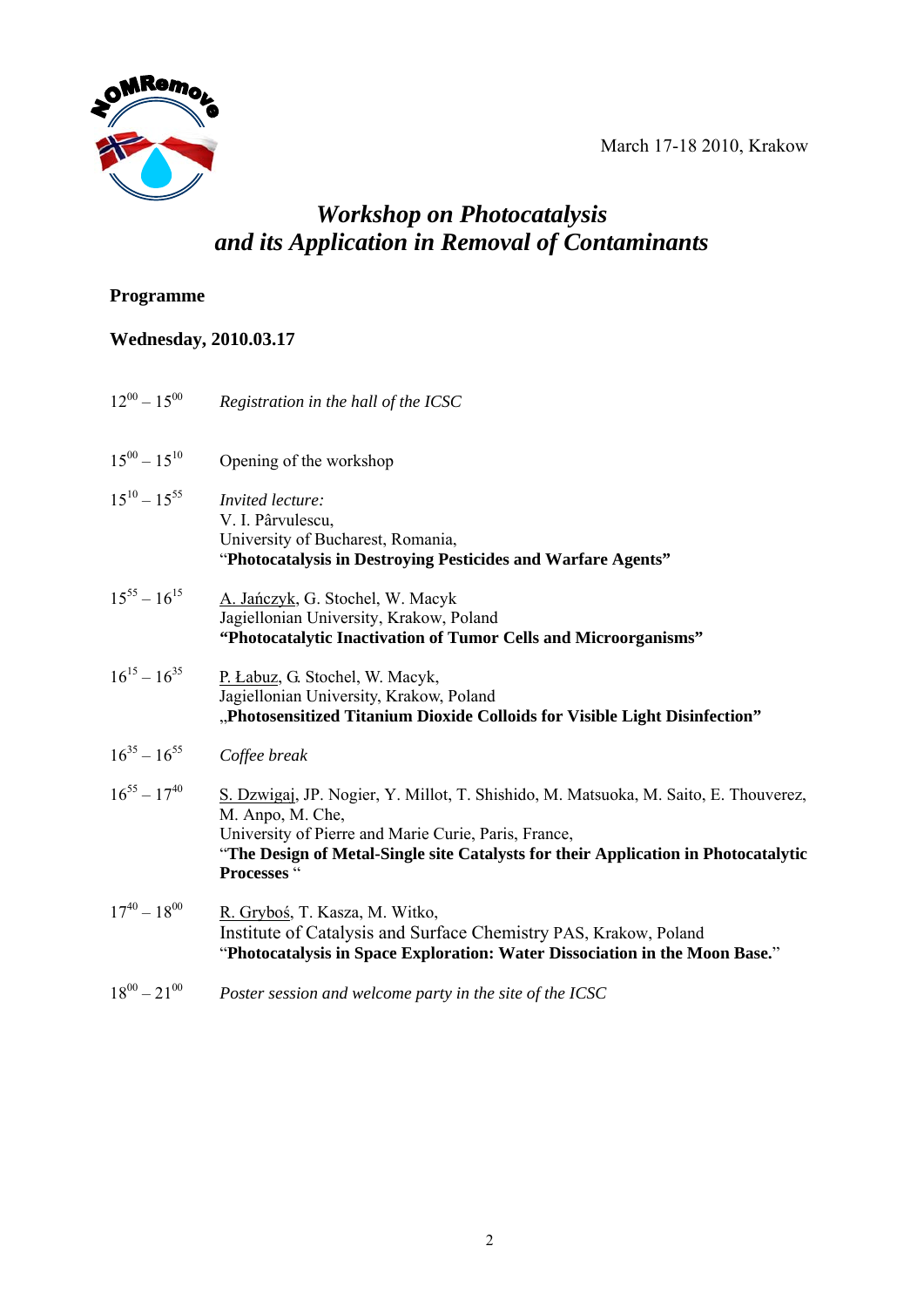March 17-18 2010, Krakow

# *Workshop on Photocatalysis and its Application in Removal of Contaminants*

**Programme**

**Wednesday, 2010.03.17**

| | |
|---|---|
| $12^{00} – 15^{00}$ | *Registration in the hall of the ICSC* |
| $15^{00} – 15^{10}$ | Opening of the workshop |
| $15^{10} – 15^{55}$ | *Invited lecture:* V. I. Pârvulescu, University of Bucharest, Romania, "**Photocatalysis in Destroying Pesticides and Warfare Agents"** |
| $15^{55} – 16^{15}$ | A. Jańczyk, G. Stochel, W. Macyk<br>Jagiellonian University, Krakow, Poland<br>**"Photocatalytic Inactivation of Tumor Cells and Microorganisms"** |
| $16^{15} – 16^{35}$ | P. Łabuz, G. Stochel, W. Macyk,<br>Jagiellonian University, Krakow, Poland<br>„**Photosensitized Titanium Dioxide Colloids for Visible Light Disinfection"** |
| $16^{35} – 16^{55}$ | *Coffee break* |
| $16^{55} – 17^{40}$ | S. Dzwigaj, JP. Nogier, Y. Millot, T. Shishido, M. Matsuoka, M. Saito, E. Thouverez, M. Anpo, M. Che,<br>University of Pierre and Marie Curie, Paris, France,<br>"**The Design of Metal-Single site Catalysts for their Application in Photocatalytic Processes** " |
| $17^{40} – 18^{00}$ | R. Gryboś, T. Kasza, M. Witko,<br>Institute of Catalysis and Surface Chemistry PAS, Krakow, Poland<br>"**Photocatalysis in Space Exploration: Water Dissociation in the Moon Base.**" |
| $18^{00} – 21^{00}$ | *Poster session and welcome party in the site of the ICSC* |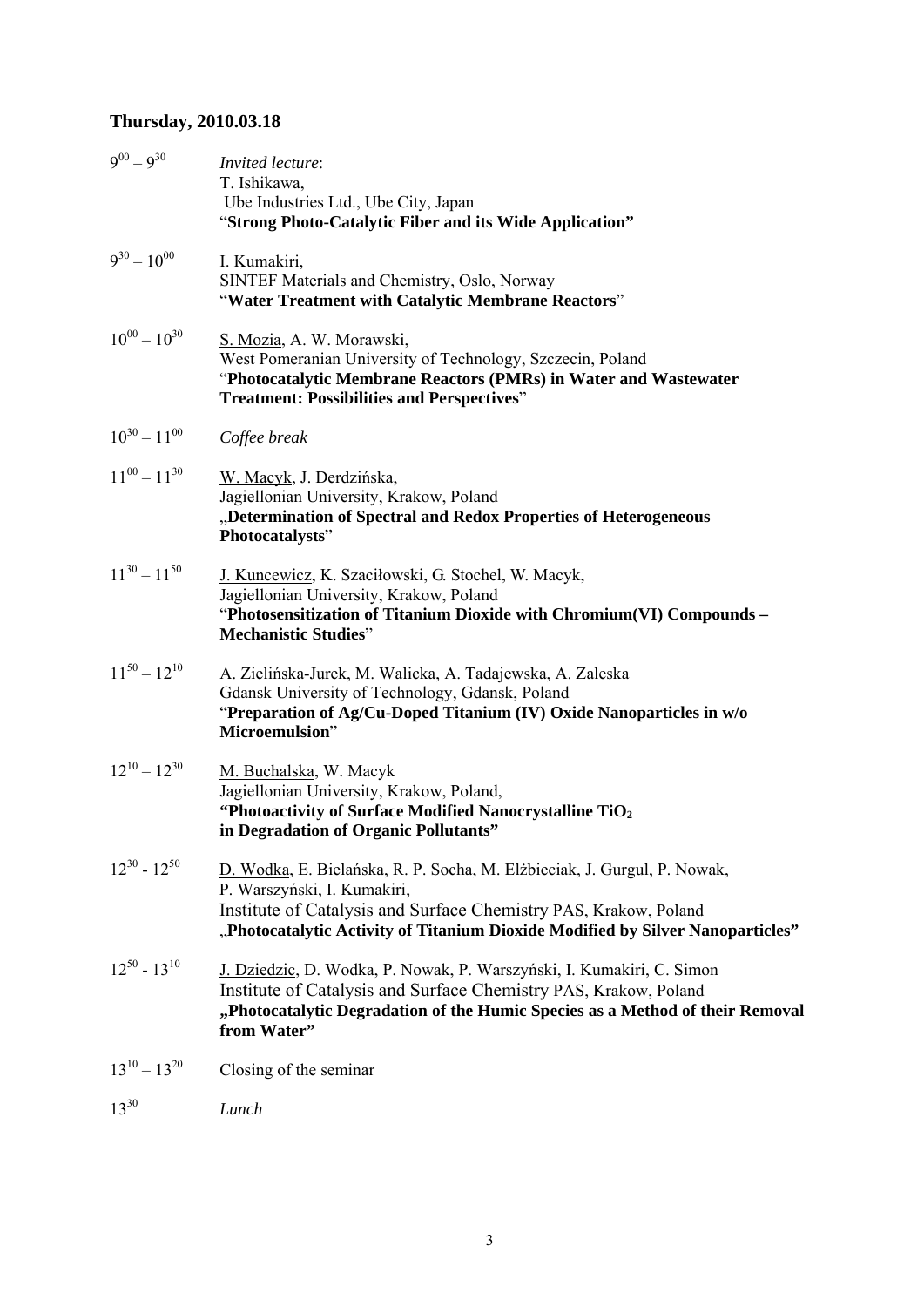## Thursday, 2010.03.18

$9^{00} – 9^{30}$ *Invited lecture*:
T. Ishikawa,
Ube Industries Ltd., Ube City, Japan
"**Strong Photo-Catalytic Fiber and its Wide Application"**

$9^{30} – 10^{00}$ I. Kumakiri,
SINTEF Materials and Chemistry, Oslo, Norway
"**Water Treatment with Catalytic Membrane Reactors**"

$10^{00} – 10^{30}$ S. Mozia, A. W. Morawski,
West Pomeranian University of Technology, Szczecin, Poland
"**Photocatalytic Membrane Reactors (PMRs) in Water and Wastewater Treatment: Possibilities and Perspectives**"

$10^{30} – 11^{00}$ *Coffee break*

$11^{00} – 11^{30}$ W. Macyk, J. Derdzińska,
Jagiellonian University, Krakow, Poland
„**Determination of Spectral and Redox Properties of Heterogeneous Photocatalysts**"

$11^{30} – 11^{50}$ J. Kuncewicz, K. Szaciłowski, G. Stochel, W. Macyk,
Jagiellonian University, Krakow, Poland
"**Photosensitization of Titanium Dioxide with Chromium(VI) Compounds – Mechanistic Studies**"

$11^{50} – 12^{10}$ A. Zielińska-Jurek, M. Walicka, A. Tadajewska, A. Zaleska
Gdansk University of Technology, Gdansk, Poland
"**Preparation of Ag/Cu-Doped Titanium (IV) Oxide Nanoparticles in w/o Microemulsion**"

$12^{10} – 12^{30}$ M. Buchalska, W. Macyk
Jagiellonian University, Krakow, Poland,
**"Photoactivity of Surface Modified Nanocrystalline $TiO_2$ in Degradation of Organic Pollutants"**

$12^{30}$ - $12^{50}$ D. Wodka, E. Bielańska, R. P. Socha, M. Elżbieciak, J. Gurgul, P. Nowak, P. Warszyński, I. Kumakiri,
Institute of Catalysis and Surface Chemistry PAS, Krakow, Poland
„**Photocatalytic Activity of Titanium Dioxide Modified by Silver Nanoparticles"**

$12^{50}$ - $13^{10}$ J. Dziedzic, D. Wodka, P. Nowak, P. Warszyński, I. Kumakiri, C. Simon
Institute of Catalysis and Surface Chemistry PAS, Krakow, Poland
**„Photocatalytic Degradation of the Humic Species as a Method of their Removal from Water"**

$13^{10} – 13^{20}$ Closing of the seminar

$13^{30}$ *Lunch*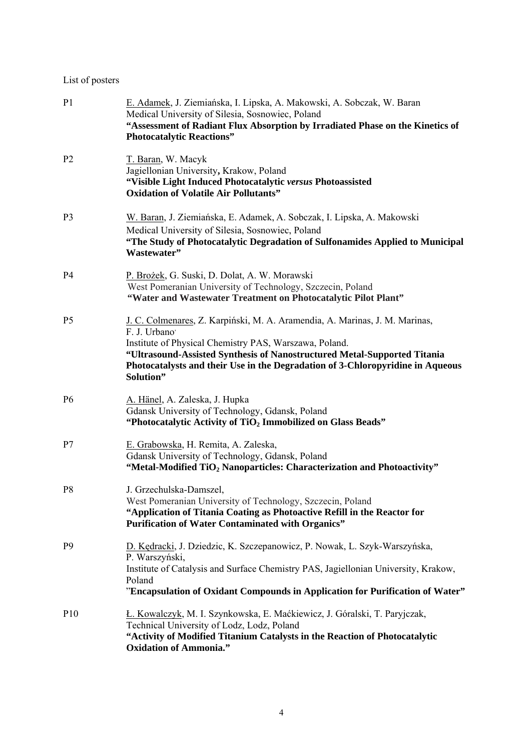List of posters

P1 E. Adamek, J. Ziemiańska, I. Lipska, A. Makowski, A. Sobczak, W. Baran
Medical University of Silesia, Sosnowiec, Poland
**"Assessment of Radiant Flux Absorption by Irradiated Phase on the Kinetics of Photocatalytic Reactions"**

P2 T. Baran, W. Macyk
Jagiellonian University, Krakow, Poland
**"Visible Light Induced Photocatalytic *versus* Photoassisted Oxidation of Volatile Air Pollutants"**

P3 W. Baran, J. Ziemiańska, E. Adamek, A. Sobczak, I. Lipska, A. Makowski
Medical University of Silesia, Sosnowiec, Poland
**"The Study of Photocatalytic Degradation of Sulfonamides Applied to Municipal Wastewater"**

P4 P. Brożek, G. Suski, D. Dolat, A. W. Morawski
West Pomeranian University of Technology, Szczecin, Poland
**"Water and Wastewater Treatment on Photocatalytic Pilot Plant"**

P5 J. C. Colmenares, Z. Karpiński, M. A. Aramendia, A. Marinas, J. M. Marinas, F. J. Urbano,
Institute of Physical Chemistry PAS, Warszawa, Poland.
**"Ultrasound-Assisted Synthesis of Nanostructured Metal-Supported Titania Photocatalysts and their Use in the Degradation of 3-Chloropyridine in Aqueous Solution"**

P6 A. Hänel, A. Zaleska, J. Hupka
Gdansk University of Technology, Gdansk, Poland
**"Photocatalytic Activity of $TiO_2$ Immobilized on Glass Beads"**

P7 E. Grabowska, H. Remita, A. Zaleska,
Gdansk University of Technology, Gdansk, Poland
**"Metal-Modified $TiO_2$ Nanoparticles: Characterization and Photoactivity"**

P8 J. Grzechulska-Damszel,
West Pomeranian University of Technology, Szczecin, Poland
**"Application of Titania Coating as Photoactive Refill in the Reactor for Purification of Water Contaminated with Organics"**

P9 D. Kędracki, J. Dziedzic, K. Szczepanowicz, P. Nowak, L. Szyk-Warszyńska, P. Warszyński,
Institute of Catalysis and Surface Chemistry PAS, Jagiellonian University, Krakow, Poland
**"Encapsulation of Oxidant Compounds in Application for Purification of Water"**

P10 Ł. Kowalczyk, M. I. Szynkowska, E. Maćkiewicz, J. Góralski, T. Paryjczak,
Technical University of Lodz, Lodz, Poland
**"Activity of Modified Titanium Catalysts in the Reaction of Photocatalytic Oxidation of Ammonia."**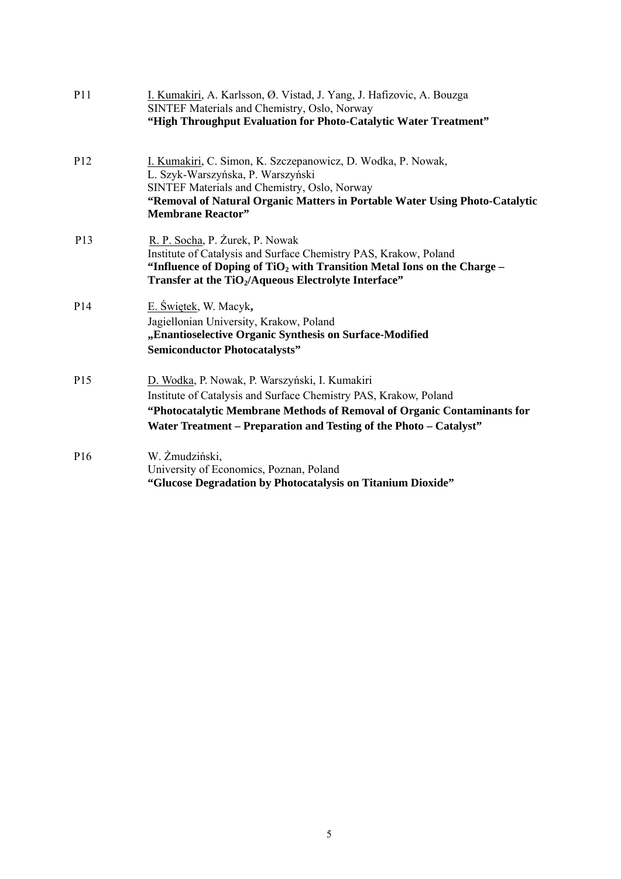P11 I. Kumakiri, A. Karlsson, Ø. Vistad, J. Yang, J. Hafizovic, A. Bouzga
SINTEF Materials and Chemistry, Oslo, Norway
**"High Throughput Evaluation for Photo-Catalytic Water Treatment"**

P12 I. Kumakiri, C. Simon, K. Szczepanowicz, D. Wodka, P. Nowak,
L. Szyk-Warszyńska, P. Warszyński
SINTEF Materials and Chemistry, Oslo, Norway
**"Removal of Natural Organic Matters in Portable Water Using Photo-Catalytic Membrane Reactor"**

P13 R. P. Socha, P. Żurek, P. Nowak
Institute of Catalysis and Surface Chemistry PAS, Krakow, Poland
**"Influence of Doping of $TiO_2$ with Transition Metal Ions on the Charge – Transfer at the $TiO_2$/Aqueous Electrolyte Interface"**

P14 E. Świętek, W. Macyk**,**
Jagiellonian University, Krakow, Poland
**„Enantioselective Organic Synthesis on Surface-Modified Semiconductor Photocatalysts"**

P15 D. Wodka, P. Nowak, P. Warszyński, I. Kumakiri
Institute of Catalysis and Surface Chemistry PAS, Krakow, Poland
**"Photocatalytic Membrane Methods of Removal of Organic Contaminants for Water Treatment – Preparation and Testing of the Photo – Catalyst"**

P16 W. Żmudziński,
University of Economics, Poznan, Poland
**"Glucose Degradation by Photocatalysis on Titanium Dioxide"**